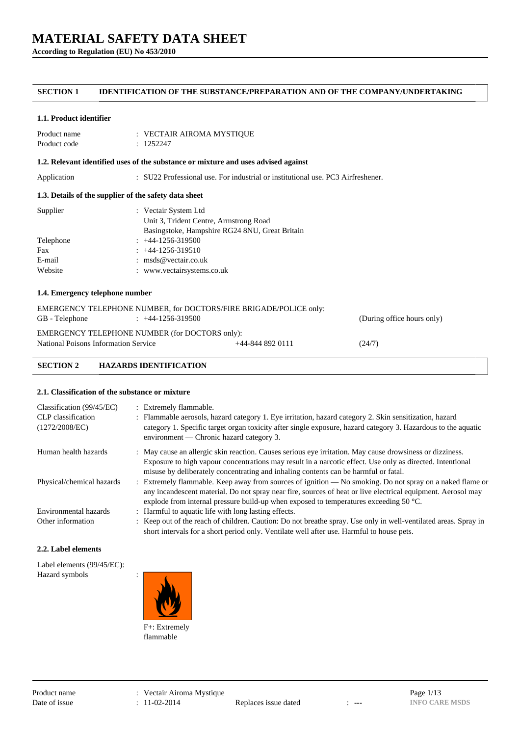# MATERIAL SAFETY DATA SHEET

**According to Regulation (EU) No 453/2010**

## SECTION 1 IDENTIFICATION OF THE SUBSTANCE/PREPARATION AND OF THE COMPANY/UNDERTAKING

### 1.1. Product identifier

Product name : VECTAIR AIROMA MYSTIQUE
Product code : 1252247

### 1.2. Relevant identified uses of the substance or mixture and uses advised against

Application : SU22 Professional use. For industrial or institutional use. PC3 Airfreshener.

### 1.3. Details of the supplier of the safety data sheet

Supplier : Vectair System Ltd
Unit 3, Trident Centre, Armstrong Road
Basingstoke, Hampshire RG24 8NU, Great Britain
Telephone : +44-1256-319500
Fax : +44-1256-319510
E-mail : msds@vectair.co.uk
Website : www.vectairsystems.co.uk

### 1.4. Emergency telephone number

EMERGENCY TELEPHONE NUMBER, for DOCTORS/FIRE BRIGADE/POLICE only:
GB - Telephone : +44-1256-319500 (During office hours only)

EMERGENCY TELEPHONE NUMBER (for DOCTORS only):
National Poisons Information Service +44-844 892 0111 (24/7)

## SECTION 2 HAZARDS IDENTIFICATION

### 2.1. Classification of the substance or mixture

Classification (99/45/EC) : Extremely flammable.

CLP classification (1272/2008/EC) : Flammable aerosols, hazard category 1. Eye irritation, hazard category 2. Skin sensitization, hazard category 1. Specific target organ toxicity after single exposure, hazard category 3. Hazardous to the aquatic environment — Chronic hazard category 3.

Human health hazards : May cause an allergic skin reaction. Causes serious eye irritation. May cause drowsiness or dizziness. Exposure to high vapour concentrations may result in a narcotic effect. Use only as directed. Intentional misuse by deliberately concentrating and inhaling contents can be harmful or fatal.

Physical/chemical hazards : Extremely flammable. Keep away from sources of ignition — No smoking. Do not spray on a naked flame or any incandescent material. Do not spray near fire, sources of heat or live electrical equipment. Aerosol may explode from internal pressure build-up when exposed to temperatures exceeding 50 °C.

Environmental hazards : Harmful to aquatic life with long lasting effects.

Other information : Keep out of the reach of children. Caution: Do not breathe spray. Use only in well-ventilated areas. Spray in short intervals for a short period only. Ventilate well after use. Harmful to house pets.

### 2.2. Label elements

Label elements (99/45/EC):
Hazard symbols :

F+: Extremely flammable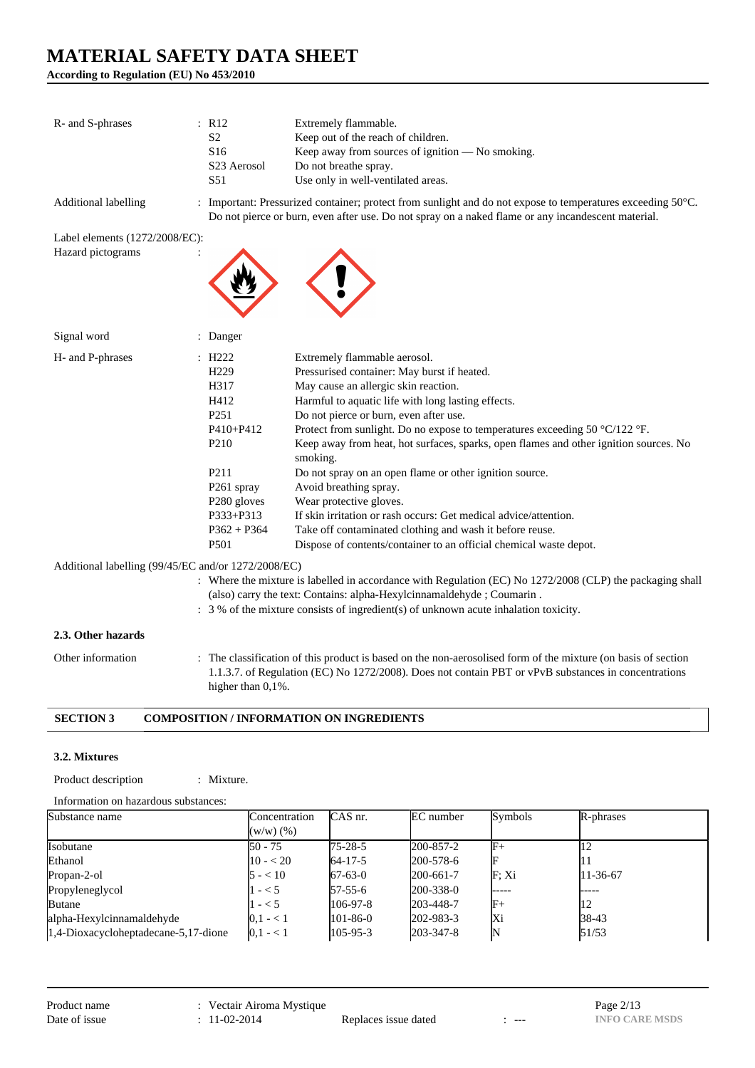| | | |
|---|---|---|
| R- and S-phrases | : R12 | Extremely flammable. |
| | S2 | Keep out of the reach of children. |
| | S16 | Keep away from sources of ignition — No smoking. |
| | S23 Aerosol | Do not breathe spray. |
| | S51 | Use only in well-ventilated areas. |

Additional labelling : Important: Pressurized container; protect from sunlight and do not expose to temperatures exceeding 50°C. Do not pierce or burn, even after use. Do not spray on a naked flame or any incandescent material.

Label elements (1272/2008/EC):

Hazard pictograms :

Signal word : Danger

| | | |
|---|---|---|
| H- and P-phrases | : H222 | Extremely flammable aerosol. |
| | H229 | Pressurised container: May burst if heated. |
| | H317 | May cause an allergic skin reaction. |
| | H412 | Harmful to aquatic life with long lasting effects. |
| | P251 | Do not pierce or burn, even after use. |
| | P410+P412 | Protect from sunlight. Do no expose to temperatures exceeding 50 °C/122 °F. |
| | P210 | Keep away from heat, hot surfaces, sparks, open flames and other ignition sources. No smoking. |
| | P211 | Do not spray on an open flame or other ignition source. |
| | P261 spray | Avoid breathing spray. |
| | P280 gloves | Wear protective gloves. |
| | P333+P313 | If skin irritation or rash occurs: Get medical advice/attention. |
| | P362 + P364 | Take off contaminated clothing and wash it before reuse. |
| | P501 | Dispose of contents/container to an official chemical waste depot. |

Additional labelling (99/45/EC and/or 1272/2008/EC)

: Where the mixture is labelled in accordance with Regulation (EC) No 1272/2008 (CLP) the packaging shall (also) carry the text: Contains: alpha-Hexylcinnamaldehyde ; Coumarin .

: 3 % of the mixture consists of ingredient(s) of unknown acute inhalation toxicity.

### 2.3. Other hazards

Other information : The classification of this product is based on the non-aerosolised form of the mixture (on basis of section 1.1.3.7. of Regulation (EC) No 1272/2008). Does not contain PBT or vPvB substances in concentrations higher than 0,1%.

## SECTION 3 COMPOSITION / INFORMATION ON INGREDIENTS

### 3.2. Mixtures

Product description : Mixture.

Information on hazardous substances:

| Substance name | Concentration (w/w) (%) | CAS nr. | EC number | Symbols | R-phrases |
|---|---|---|---|---|---|
| Isobutane | 50 - 75 | 75-28-5 | 200-857-2 | F+ | 12 |
| Ethanol | 10 - < 20 | 64-17-5 | 200-578-6 | F | 11 |
| Propan-2-ol | 5 - < 10 | 67-63-0 | 200-661-7 | F; Xi | 11-36-67 |
| Propyleneglycol | 1 - < 5 | 57-55-6 | 200-338-0 | ----- | ----- |
| Butane | 1 - < 5 | 106-97-8 | 203-448-7 | F+ | 12 |
| alpha-Hexylcinnamaldehyde | 0,1 - < 1 | 101-86-0 | 202-983-3 | Xi | 38-43 |
| 1,4-Dioxacycloheptadecane-5,17-dione | 0,1 - < 1 | 105-95-3 | 203-347-8 | N | 51/53 |

Product name : Vectair Airoma Mystique

Date of issue : 11-02-2014 Replaces issue dated : ---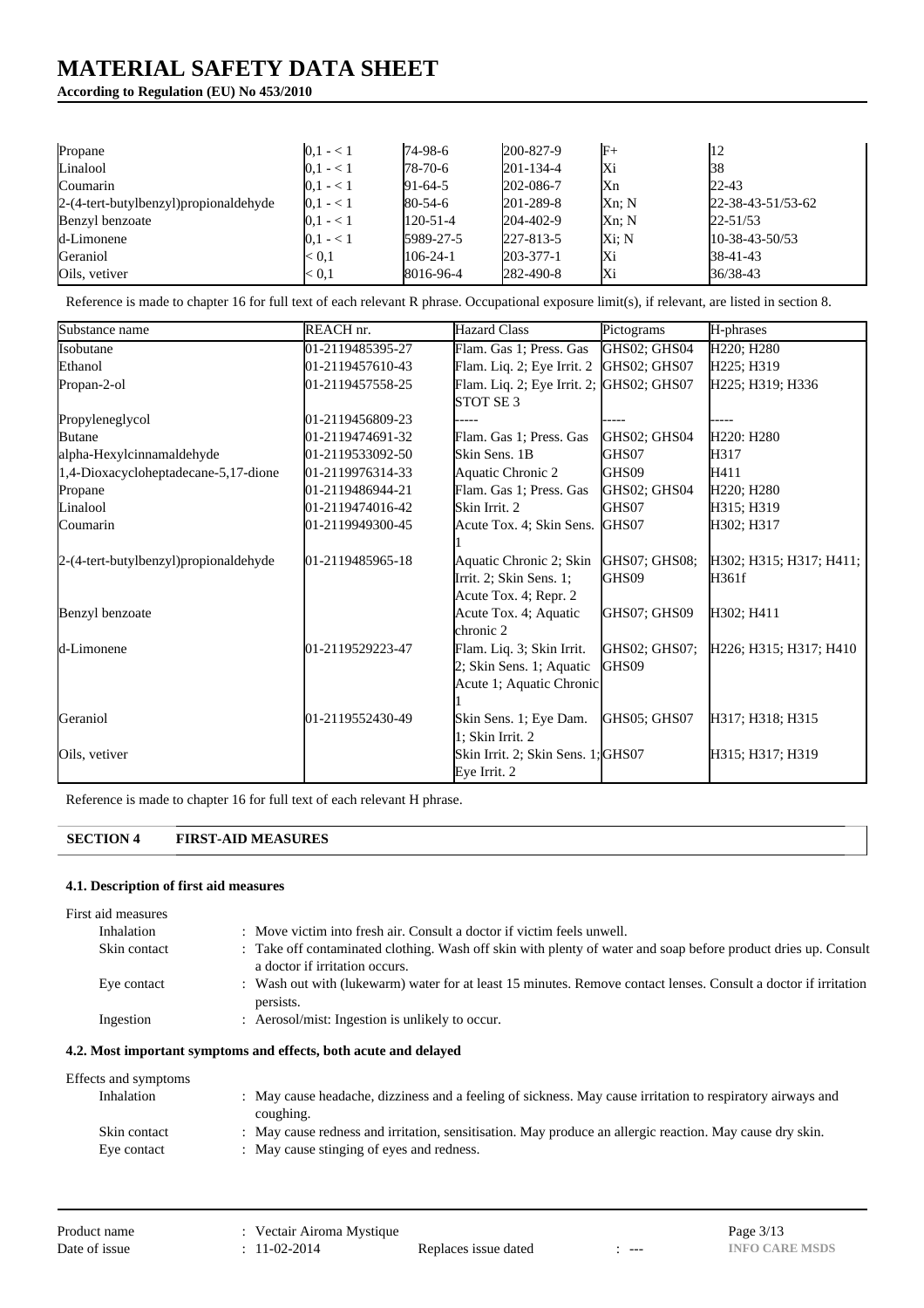| Propane | 0,1 - < 1 | 74-98-6 | 200-827-9 | F+ | 12 |
|---|---|---|---|---|---|
| Linalool | 0,1 - < 1 | 78-70-6 | 201-134-4 | Xi | 38 |
| Coumarin | 0,1 - < 1 | 91-64-5 | 202-086-7 | Xn | 22-43 |
| 2-(4-tert-butylbenzyl)propionaldehyde | 0,1 - < 1 | 80-54-6 | 201-289-8 | Xn; N | 22-38-43-51/53-62 |
| Benzyl benzoate | 0,1 - < 1 | 120-51-4 | 204-402-9 | Xn; N | 22-51/53 |
| d-Limonene | 0,1 - < 1 | 5989-27-5 | 227-813-5 | Xi; N | 10-38-43-50/53 |
| Geraniol | < 0,1 | 106-24-1 | 203-377-1 | Xi | 38-41-43 |
| Oils, vetiver | < 0,1 | 8016-96-4 | 282-490-8 | Xi | 36/38-43 |

Reference is made to chapter 16 for full text of each relevant R phrase. Occupational exposure limit(s), if relevant, are listed in section 8.

| Substance name | REACH nr. | Hazard Class | Pictograms | H-phrases |
|---|---|---|---|---|
| Isobutane | 01-2119485395-27 | Flam. Gas 1; Press. Gas | GHS02; GHS04 | H220; H280 |
| Ethanol | 01-2119457610-43 | Flam. Liq. 2; Eye Irrit. 2 | GHS02; GHS07 | H225; H319 |
| Propan-2-ol | 01-2119457558-25 | Flam. Liq. 2; Eye Irrit. 2; STOT SE 3 | GHS02; GHS07 | H225; H319; H336 |
| Propyleneglycol | 01-2119456809-23 | ----- | ----- | ----- |
| Butane | 01-2119474691-32 | Flam. Gas 1; Press. Gas | GHS02; GHS04 | H220: H280 |
| alpha-Hexylcinnamaldehyde | 01-2119533092-50 | Skin Sens. 1B | GHS07 | H317 |
| 1,4-Dioxacycloheptadecane-5,17-dione | 01-2119976314-33 | Aquatic Chronic 2 | GHS09 | H411 |
| Propane | 01-2119486944-21 | Flam. Gas 1; Press. Gas | GHS02; GHS04 | H220; H280 |
| Linalool | 01-2119474016-42 | Skin Irrit. 2 | GHS07 | H315; H319 |
| Coumarin | 01-2119949300-45 | Acute Tox. 4; Skin Sens. 1 | GHS07 | H302; H317 |
| 2-(4-tert-butylbenzyl)propionaldehyde | 01-2119485965-18 | Aquatic Chronic 2; Skin Irrit. 2; Skin Sens. 1; Acute Tox. 4; Repr. 2 | GHS07; GHS08; GHS09 | H302; H315; H317; H411; H361f |
| Benzyl benzoate | | Acute Tox. 4; Aquatic chronic 2 | GHS07; GHS09 | H302; H411 |
| d-Limonene | 01-2119529223-47 | Flam. Liq. 3; Skin Irrit. 2; Skin Sens. 1; Aquatic Acute 1; Aquatic Chronic 1 | GHS02; GHS07; GHS09 | H226; H315; H317; H410 |
| Geraniol | 01-2119552430-49 | Skin Sens. 1; Eye Dam. 1; Skin Irrit. 2 | GHS05; GHS07 | H317; H318; H315 |
| Oils, vetiver | | Skin Irrit. 2; Skin Sens. 1; Eye Irrit. 2 | GHS07 | H315; H317; H319 |

Reference is made to chapter 16 for full text of each relevant H phrase.

## SECTION 4 FIRST-AID MEASURES

### 4.1. Description of first aid measures

First aid measures

- Inhalation : Move victim into fresh air. Consult a doctor if victim feels unwell.
- Skin contact : Take off contaminated clothing. Wash off skin with plenty of water and soap before product dries up. Consult a doctor if irritation occurs.
- Eye contact : Wash out with (lukewarm) water for at least 15 minutes. Remove contact lenses. Consult a doctor if irritation persists.
- Ingestion : Aerosol/mist: Ingestion is unlikely to occur.

### 4.2. Most important symptoms and effects, both acute and delayed

Effects and symptoms

- Inhalation : May cause headache, dizziness and a feeling of sickness. May cause irritation to respiratory airways and coughing.
- Skin contact : May cause redness and irritation, sensitisation. May produce an allergic reaction. May cause dry skin.
- Eye contact : May cause stinging of eyes and redness.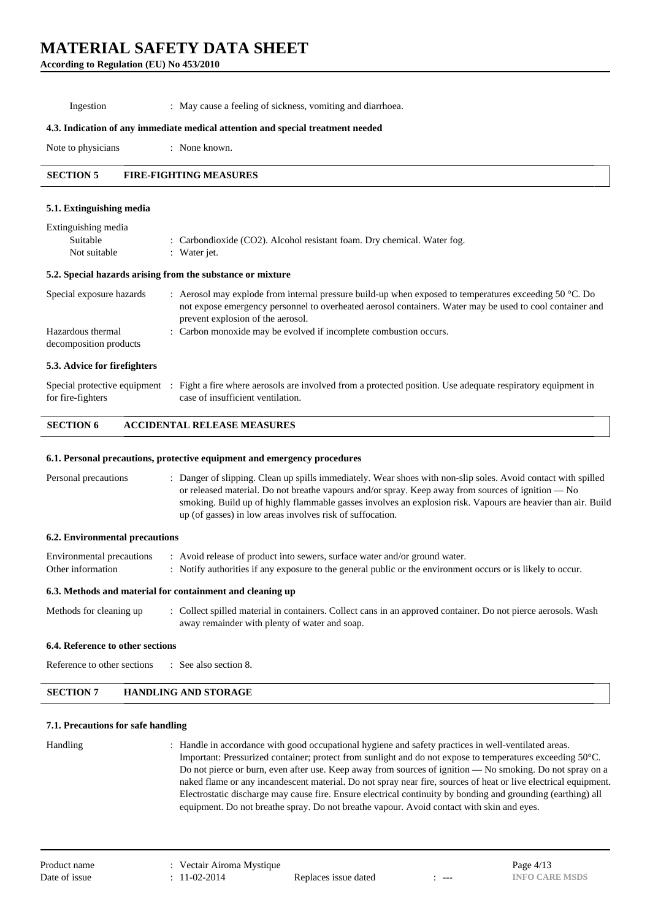Ingestion : May cause a feeling of sickness, vomiting and diarrhoea.

### 4.3. Indication of any immediate medical attention and special treatment needed

Note to physicians : None known.

## SECTION 5 FIRE-FIGHTING MEASURES

### 5.1. Extinguishing media

Extinguishing media
- Suitable : Carbondioxide ($CO_2$). Alcohol resistant foam. Dry chemical. Water fog.
- Not suitable : Water jet.

### 5.2. Special hazards arising from the substance or mixture

Special exposure hazards : Aerosol may explode from internal pressure build-up when exposed to temperatures exceeding 50 °C. Do not expose emergency personnel to overheated aerosol containers. Water may be used to cool container and prevent explosion of the aerosol.

Hazardous thermal decomposition products : Carbon monoxide may be evolved if incomplete combustion occurs.

### 5.3. Advice for firefighters

Special protective equipment for fire-fighters : Fight a fire where aerosols are involved from a protected position. Use adequate respiratory equipment in case of insufficient ventilation.

## SECTION 6 ACCIDENTAL RELEASE MEASURES

### 6.1. Personal precautions, protective equipment and emergency procedures

Personal precautions : Danger of slipping. Clean up spills immediately. Wear shoes with non-slip soles. Avoid contact with spilled or released material. Do not breathe vapours and/or spray. Keep away from sources of ignition — No smoking. Build up of highly flammable gasses involves an explosion risk. Vapours are heavier than air. Build up (of gasses) in low areas involves risk of suffocation.

### 6.2. Environmental precautions

Environmental precautions : Avoid release of product into sewers, surface water and/or ground water.

Other information : Notify authorities if any exposure to the general public or the environment occurs or is likely to occur.

### 6.3. Methods and material for containment and cleaning up

Methods for cleaning up : Collect spilled material in containers. Collect cans in an approved container. Do not pierce aerosols. Wash away remainder with plenty of water and soap.

### 6.4. Reference to other sections

Reference to other sections : See also section 8.

## SECTION 7 HANDLING AND STORAGE

### 7.1. Precautions for safe handling

Handling : Handle in accordance with good occupational hygiene and safety practices in well-ventilated areas. Important: Pressurized container; protect from sunlight and do not expose to temperatures exceeding 50°C. Do not pierce or burn, even after use. Keep away from sources of ignition — No smoking. Do not spray on a naked flame or any incandescent material. Do not spray near fire, sources of heat or live electrical equipment. Electrostatic discharge may cause fire. Ensure electrical continuity by bonding and grounding (earthing) all equipment. Do not breathe spray. Do not breathe vapour. Avoid contact with skin and eyes.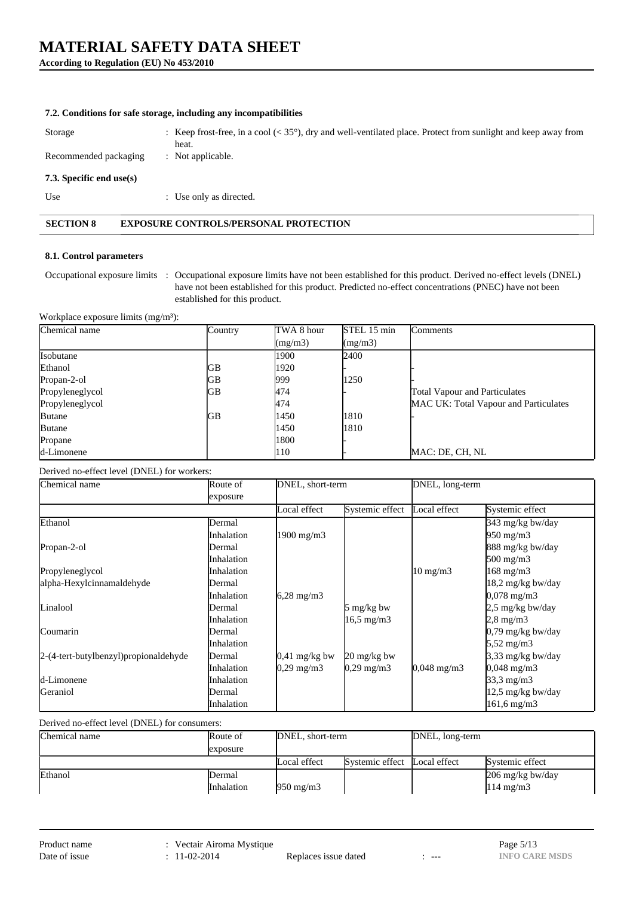#### 7.2. Conditions for safe storage, including any incompatibilities

Storage : Keep frost-free, in a cool (< 35°), dry and well-ventilated place. Protect from sunlight and keep away from heat.

Recommended packaging : Not applicable.

#### 7.3. Specific end use(s)

Use : Use only as directed.

## SECTION 8 EXPOSURE CONTROLS/PERSONAL PROTECTION

#### 8.1. Control parameters

Occupational exposure limits : Occupational exposure limits have not been established for this product. Derived no-effect levels (DNEL) have not been established for this product. Predicted no-effect concentrations (PNEC) have not been established for this product.

Workplace exposure limits (mg/m³):

| Chemical name | Country | TWA 8 hour (mg/m3) | STEL 15 min (mg/m3) | Comments |
|---|---|---|---|---|
| Isobutane | | 1900 | 2400 | |
| Ethanol | GB | 1920 | - | - |
| Propan-2-ol | GB | 999 | 1250 | - |
| Propyleneglycol | GB | 474 | - | Total Vapour and Particulates |
| Propyleneglycol | | 474 | | MAC UK: Total Vapour and Particulates |
| Butane | GB | 1450 | 1810 | - |
| Butane | | 1450 | 1810 | |
| Propane | | 1800 | - | |
| d-Limonene | | 110 | - | MAC: DE, CH, NL |

Derived no-effect level (DNEL) for workers:

| Chemical name | Route of exposure | DNEL, short-term | | DNEL, long-term | |
|---|---|---|---|---|---|
| | | Local effect | Systemic effect | Local effect | Systemic effect |
| Ethanol | Dermal | | | | 343 mg/kg bw/day |
| | Inhalation | 1900 mg/m3 | | | 950 mg/m3 |
| Propan-2-ol | Dermal | | | | 888 mg/kg bw/day |
| | Inhalation | | | | 500 mg/m3 |
| Propyleneglycol | Inhalation | | | 10 mg/m3 | 168 mg/m3 |
| alpha-Hexylcinnamaldehyde | Dermal | | | | 18,2 mg/kg bw/day |
| | Inhalation | 6,28 mg/m3 | | | 0,078 mg/m3 |
| Linalool | Dermal | | 5 mg/kg bw | | 2,5 mg/kg bw/day |
| | Inhalation | | 16,5 mg/m3 | | 2,8 mg/m3 |
| Coumarin | Dermal | | | | 0,79 mg/kg bw/day |
| | Inhalation | | | | 5,52 mg/m3 |
| 2-(4-tert-butylbenzyl)propionaldehyde | Dermal | 0,41 mg/kg bw | 20 mg/kg bw | | 3,33 mg/kg bw/day |
| | Inhalation | 0,29 mg/m3 | 0,29 mg/m3 | 0,048 mg/m3 | 0,048 mg/m3 |
| d-Limonene | Inhalation | | | | 33,3 mg/m3 |
| Geraniol | Dermal | | | | 12,5 mg/kg bw/day |
| | Inhalation | | | | 161,6 mg/m3 |

Derived no-effect level (DNEL) for consumers:

| Chemical name | Route of exposure | DNEL, short-term | | DNEL, long-term | |
|---|---|---|---|---|---|
| | | Local effect | Systemic effect | Local effect | Systemic effect |
| Ethanol | Dermal | | | | 206 mg/kg bw/day |
| | Inhalation | 950 mg/m3 | | | 114 mg/m3 |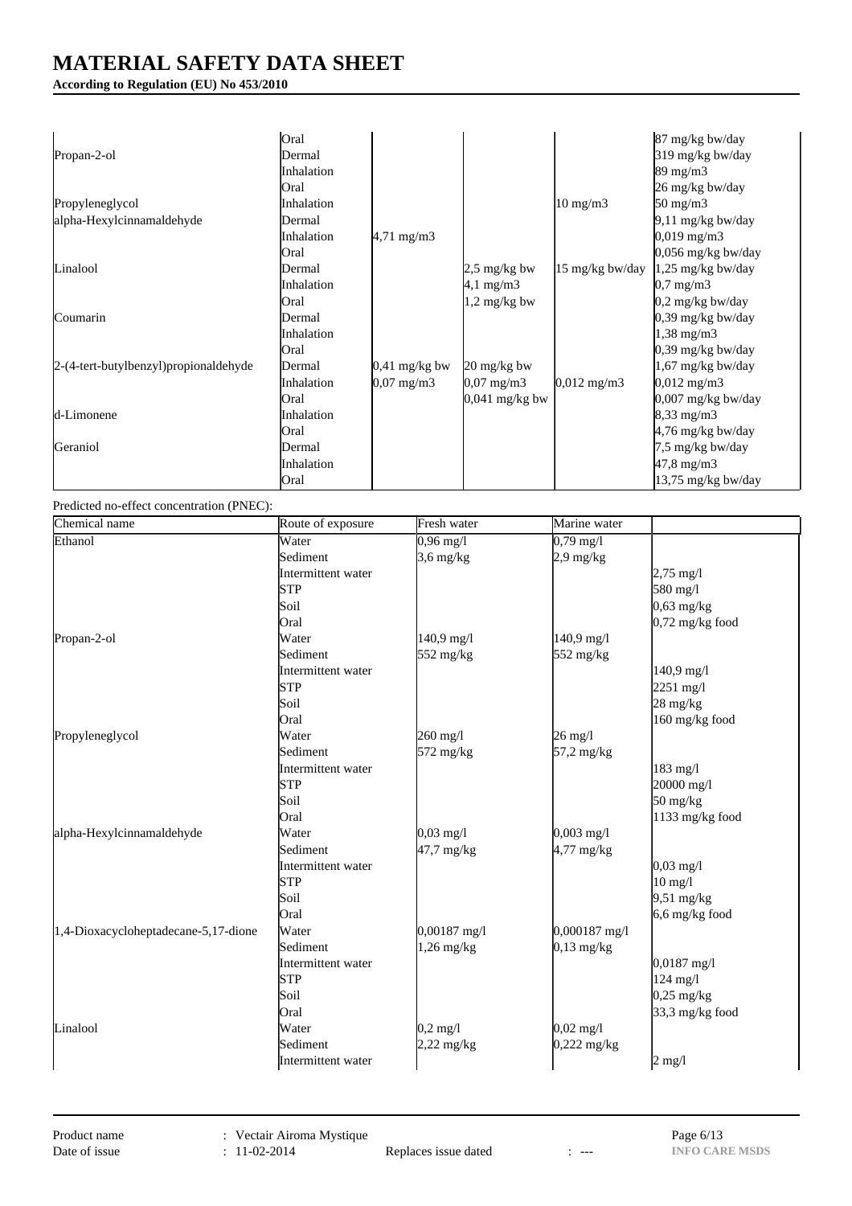# MATERIAL SAFETY DATA SHEET

**According to Regulation (EU) No 453/2010**

| | | | | | |
|---|---|---|---|---|---|
| | Oral | | | | 87 mg/kg bw/day |
| Propan-2-ol | Dermal | | | | 319 mg/kg bw/day |
| | Inhalation | | | | 89 mg/m3 |
| | Oral | | | | 26 mg/kg bw/day |
| Propyleneglycol | Inhalation | | | 10 mg/m3 | 50 mg/m3 |
| alpha-Hexylcinnamaldehyde | Dermal | | | | 9,11 mg/kg bw/day |
| | Inhalation | 4,71 mg/m3 | | | 0,019 mg/m3 |
| | Oral | | | | 0,056 mg/kg bw/day |
| Linalool | Dermal | | 2,5 mg/kg bw | 15 mg/kg bw/day | 1,25 mg/kg bw/day |
| | Inhalation | | 4,1 mg/m3 | | 0,7 mg/m3 |
| | Oral | | 1,2 mg/kg bw | | 0,2 mg/kg bw/day |
| Coumarin | Dermal | | | | 0,39 mg/kg bw/day |
| | Inhalation | | | | 1,38 mg/m3 |
| | Oral | | | | 0,39 mg/kg bw/day |
| 2-(4-tert-butylbenzyl)propionaldehyde | Dermal | 0,41 mg/kg bw | 20 mg/kg bw | | 1,67 mg/kg bw/day |
| | Inhalation | 0,07 mg/m3 | 0,07 mg/m3 | 0,012 mg/m3 | 0,012 mg/m3 |
| | Oral | | 0,041 mg/kg bw | | 0,007 mg/kg bw/day |
| d-Limonene | Inhalation | | | | 8,33 mg/m3 |
| | Oral | | | | 4,76 mg/kg bw/day |
| Geraniol | Dermal | | | | 7,5 mg/kg bw/day |
| | Inhalation | | | | 47,8 mg/m3 |
| | Oral | | | | 13,75 mg/kg bw/day |

Predicted no-effect concentration (PNEC):

| Chemical name | Route of exposure | Fresh water | Marine water | |
|---|---|---|---|---|
| Ethanol | Water | 0,96 mg/l | 0,79 mg/l | |
| | Sediment | 3,6 mg/kg | 2,9 mg/kg | |
| | Intermittent water | | | 2,75 mg/l |
| | STP | | | 580 mg/l |
| | Soil | | | 0,63 mg/kg |
| | Oral | | | 0,72 mg/kg food |
| Propan-2-ol | Water | 140,9 mg/l | 140,9 mg/l | |
| | Sediment | 552 mg/kg | 552 mg/kg | |
| | Intermittent water | | | 140,9 mg/l |
| | STP | | | 2251 mg/l |
| | Soil | | | 28 mg/kg |
| | Oral | | | 160 mg/kg food |
| Propyleneglycol | Water | 260 mg/l | 26 mg/l | |
| | Sediment | 572 mg/kg | 57,2 mg/kg | |
| | Intermittent water | | | 183 mg/l |
| | STP | | | 20000 mg/l |
| | Soil | | | 50 mg/kg |
| | Oral | | | 1133 mg/kg food |
| alpha-Hexylcinnamaldehyde | Water | 0,03 mg/l | 0,003 mg/l | |
| | Sediment | 47,7 mg/kg | 4,77 mg/kg | |
| | Intermittent water | | | 0,03 mg/l |
| | STP | | | 10 mg/l |
| | Soil | | | 9,51 mg/kg |
| | Oral | | | 6,6 mg/kg food |
| 1,4-Dioxacycloheptadecane-5,17-dione | Water | 0,00187 mg/l | 0,000187 mg/l | |
| | Sediment | 1,26 mg/kg | 0,13 mg/kg | |
| | Intermittent water | | | 0,0187 mg/l |
| | STP | | | 124 mg/l |
| | Soil | | | 0,25 mg/kg |
| | Oral | | | 33,3 mg/kg food |
| Linalool | Water | 0,2 mg/l | 0,02 mg/l | |
| | Sediment | 2,22 mg/kg | 0,222 mg/kg | |
| | Intermittent water | | | 2 mg/l |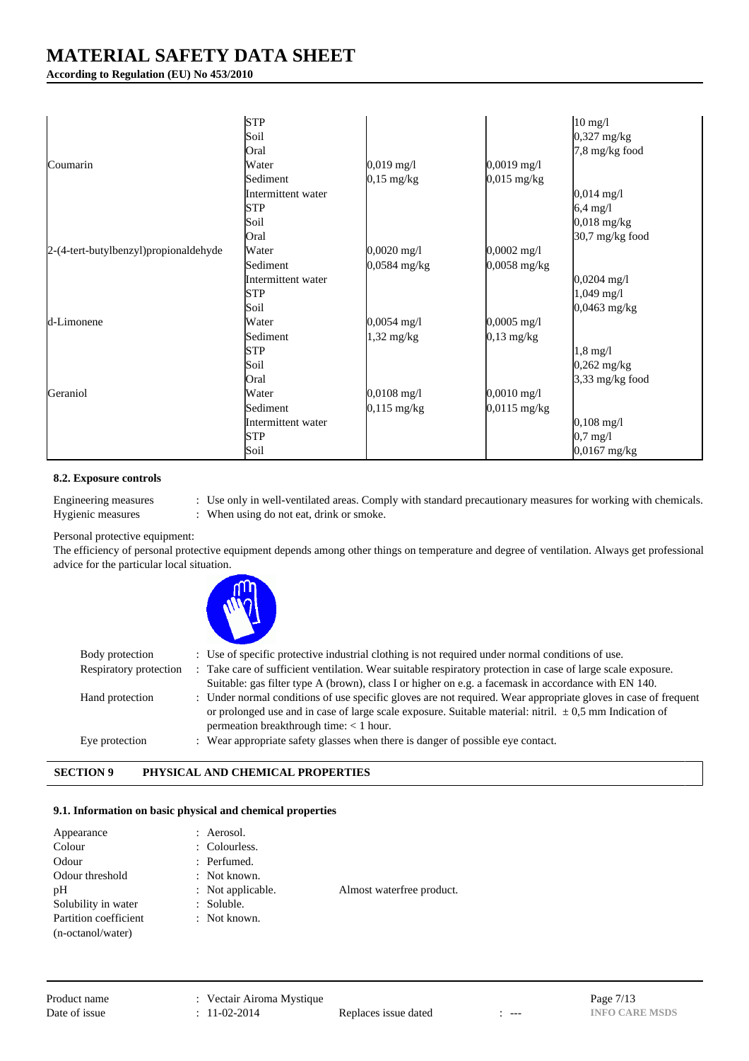# MATERIAL SAFETY DATA SHEET

**According to Regulation (EU) No 453/2010**

| | | | | |
|---|---|---|---|---|
| | STP | | | 10 mg/l |
| | Soil | | | 0,327 mg/kg |
| | Oral | | | 7,8 mg/kg food |
| Coumarin | Water | 0,019 mg/l | 0,0019 mg/l | |
| | Sediment | 0,15 mg/kg | 0,015 mg/kg | |
| | Intermittent water | | | 0,014 mg/l |
| | STP | | | 6,4 mg/l |
| | Soil | | | 0,018 mg/kg |
| | Oral | | | 30,7 mg/kg food |
| 2-(4-tert-butylbenzyl)propionaldehyde | Water | 0,0020 mg/l | 0,0002 mg/l | |
| | Sediment | 0,0584 mg/kg | 0,0058 mg/kg | |
| | Intermittent water | | | 0,0204 mg/l |
| | STP | | | 1,049 mg/l |
| | Soil | | | 0,0463 mg/kg |
| d-Limonene | Water | 0,0054 mg/l | 0,0005 mg/l | |
| | Sediment | 1,32 mg/kg | 0,13 mg/kg | |
| | STP | | | 1,8 mg/l |
| | Soil | | | 0,262 mg/kg |
| | Oral | | | 3,33 mg/kg food |
| Geraniol | Water | 0,0108 mg/l | 0,0010 mg/l | |
| | Sediment | 0,115 mg/kg | 0,0115 mg/kg | |
| | Intermittent water | | | 0,108 mg/l |
| | STP | | | 0,7 mg/l |
| | Soil | | | 0,0167 mg/kg |

### 8.2. Exposure controls

Engineering measures : Use only in well-ventilated areas. Comply with standard precautionary measures for working with chemicals.
Hygienic measures : When using do not eat, drink or smoke.

Personal protective equipment:
The efficiency of personal protective equipment depends among other things on temperature and degree of ventilation. Always get professional advice for the particular local situation.

Body protection : Use of specific protective industrial clothing is not required under normal conditions of use.
Respiratory protection : Take care of sufficient ventilation. Wear suitable respiratory protection in case of large scale exposure. Suitable: gas filter type A (brown), class I or higher on e.g. a facemask in accordance with EN 140.
Hand protection : Under normal conditions of use specific gloves are not required. Wear appropriate gloves in case of frequent or prolonged use and in case of large scale exposure. Suitable material: nitril. ± 0,5 mm Indication of permeation breakthrough time: < 1 hour.
Eye protection : Wear appropriate safety glasses when there is danger of possible eye contact.

## SECTION 9 PHYSICAL AND CHEMICAL PROPERTIES

### 9.1. Information on basic physical and chemical properties

Appearance : Aerosol.
Colour : Colourless.
Odour : Perfumed.
Odour threshold : Not known.
pH : Not applicable. Almost waterfree product.
Solubility in water : Soluble.
Partition coefficient (n-octanol/water) : Not known.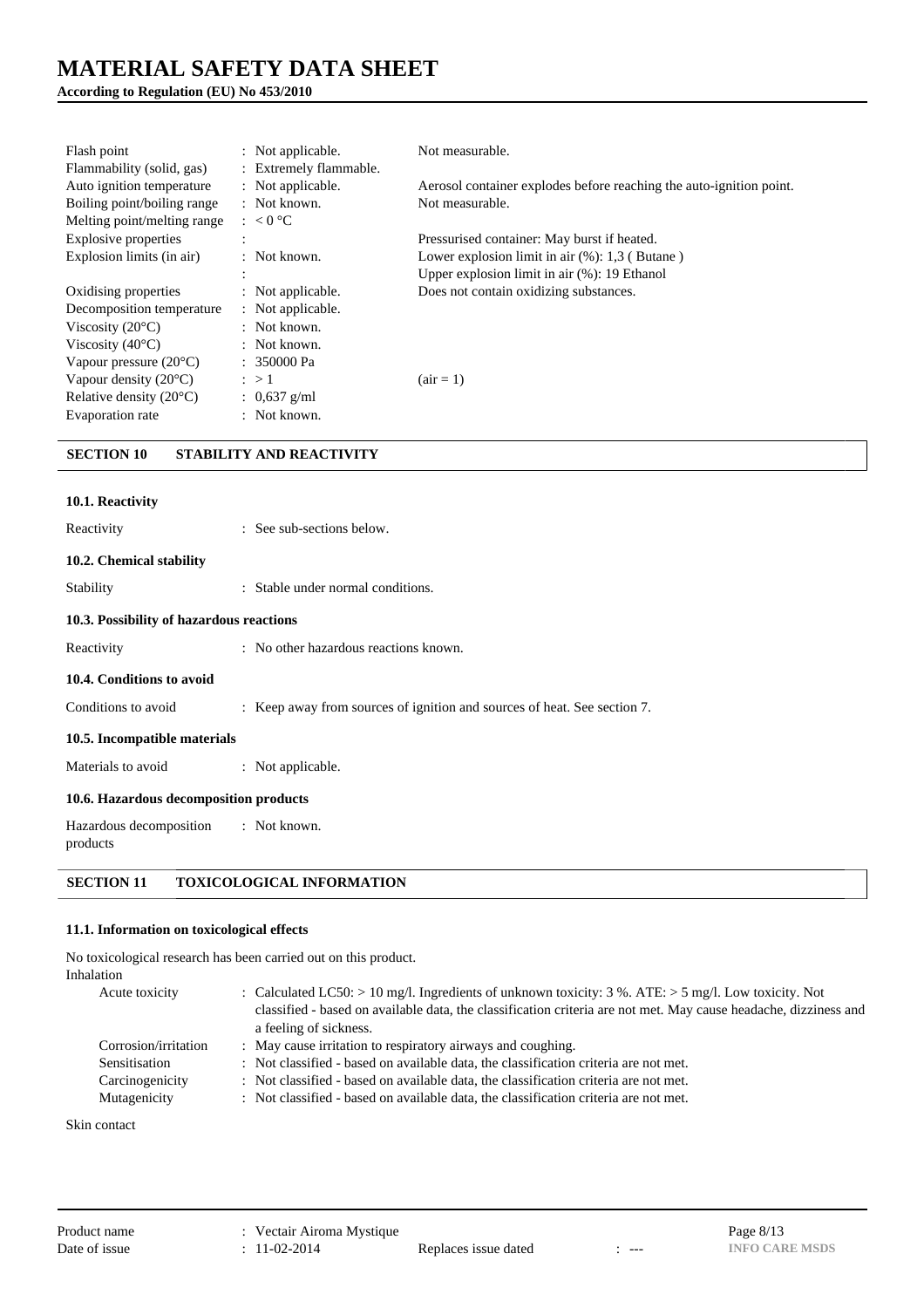| | | |
|---|---|---|
| Flash point | : Not applicable. | Not measurable. |
| Flammability (solid, gas) | : Extremely flammable. | |
| Auto ignition temperature | : Not applicable. | Aerosol container explodes before reaching the auto-ignition point. |
| Boiling point/boiling range | : Not known. | Not measurable. |
| Melting point/melting range | : < 0 °C | |
| Explosive properties | : | Pressurised container: May burst if heated. |
| Explosion limits (in air) | : Not known. | Lower explosion limit in air (%): 1,3 ( Butane ) |
| | : | Upper explosion limit in air (%): 19 Ethanol |
| Oxidising properties | : Not applicable. | Does not contain oxidizing substances. |
| Decomposition temperature | : Not applicable. | |
| Viscosity (20°C) | : Not known. | |
| Viscosity (40°C) | : Not known. | |
| Vapour pressure (20°C) | : 350000 Pa | |
| Vapour density (20°C) | : > 1 | (air = 1) |
| Relative density (20°C) | : 0,637 g/ml | |
| Evaporation rate | : Not known. | |

## SECTION 10 STABILITY AND REACTIVITY

### 10.1. Reactivity

Reactivity : See sub-sections below.

### 10.2. Chemical stability

Stability : Stable under normal conditions.

### 10.3. Possibility of hazardous reactions

Reactivity : No other hazardous reactions known.

### 10.4. Conditions to avoid

Conditions to avoid : Keep away from sources of ignition and sources of heat. See section 7.

### 10.5. Incompatible materials

Materials to avoid : Not applicable.

### 10.6. Hazardous decomposition products

Hazardous decomposition products : Not known.

## SECTION 11 TOXICOLOGICAL INFORMATION

### 11.1. Information on toxicological effects

No toxicological research has been carried out on this product.

Inhalation

| | |
|---|---|
| Acute toxicity | : Calculated LC50: > 10 mg/l. Ingredients of unknown toxicity: 3 %. ATE: > 5 mg/l. Low toxicity. Not classified - based on available data, the classification criteria are not met. May cause headache, dizziness and a feeling of sickness. |
| Corrosion/irritation | : May cause irritation to respiratory airways and coughing. |
| Sensitisation | : Not classified - based on available data, the classification criteria are not met. |
| Carcinogenicity | : Not classified - based on available data, the classification criteria are not met. |
| Mutagenicity | : Not classified - based on available data, the classification criteria are not met. |

Skin contact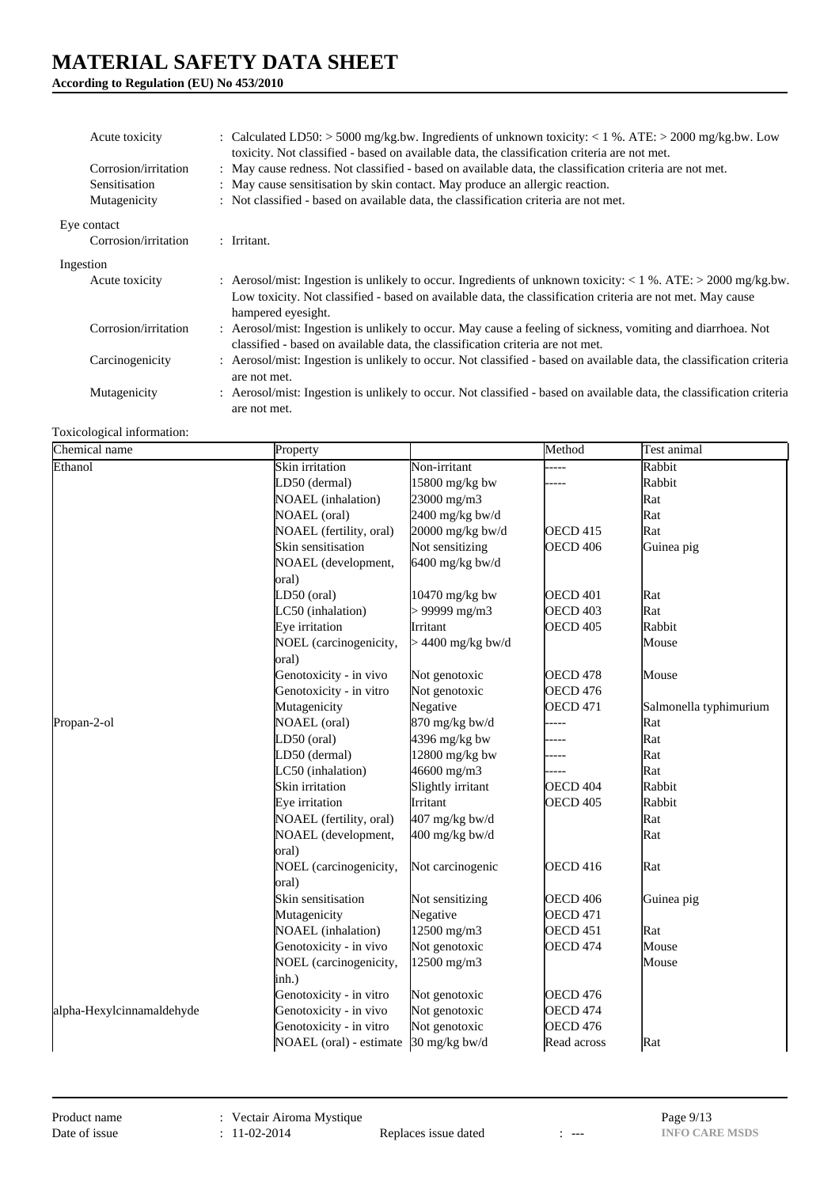# MATERIAL SAFETY DATA SHEET

**According to Regulation (EU) No 453/2010**

| | |
|---|---|
| Acute toxicity | : Calculated LD50: > 5000 mg/kg.bw. Ingredients of unknown toxicity: < 1 %. ATE: > 2000 mg/kg.bw. Low toxicity. Not classified - based on available data, the classification criteria are not met. |
| Corrosion/irritation | : May cause redness. Not classified - based on available data, the classification criteria are not met. |
| Sensitisation | : May cause sensitisation by skin contact. May produce an allergic reaction. |
| Mutagenicity | : Not classified - based on available data, the classification criteria are not met. |

Eye contact

| | |
|---|---|
| Corrosion/irritation | : Irritant. |

Ingestion

| | |
|---|---|
| Acute toxicity | : Aerosol/mist: Ingestion is unlikely to occur. Ingredients of unknown toxicity: < 1 %. ATE: > 2000 mg/kg.bw. Low toxicity. Not classified - based on available data, the classification criteria are not met. May cause hampered eyesight. |
| Corrosion/irritation | : Aerosol/mist: Ingestion is unlikely to occur. May cause a feeling of sickness, vomiting and diarrhoea. Not classified - based on available data, the classification criteria are not met. |
| Carcinogenicity | : Aerosol/mist: Ingestion is unlikely to occur. Not classified - based on available data, the classification criteria are not met. |
| Mutagenicity | : Aerosol/mist: Ingestion is unlikely to occur. Not classified - based on available data, the classification criteria are not met. |

Toxicological information:

| Chemical name | Property | | Method | Test animal |
|---|---|---|---|---|
| Ethanol | Skin irritation | Non-irritant | ----- | Rabbit |
| | LD50 (dermal) | 15800 mg/kg bw | ----- | Rabbit |
| | NOAEL (inhalation) | 23000 mg/m3 | | Rat |
| | NOAEL (oral) | 2400 mg/kg bw/d | | Rat |
| | NOAEL (fertility, oral) | 20000 mg/kg bw/d | OECD 415 | Rat |
| | Skin sensitisation | Not sensitizing | OECD 406 | Guinea pig |
| | NOAEL (development, oral) | 6400 mg/kg bw/d | | |
| | LD50 (oral) | 10470 mg/kg bw | OECD 401 | Rat |
| | LC50 (inhalation) | > 99999 mg/m3 | OECD 403 | Rat |
| | Eye irritation | Irritant | OECD 405 | Rabbit |
| | NOEL (carcinogenicity, oral) | > 4400 mg/kg bw/d | | Mouse |
| | Genotoxicity - in vivo | Not genotoxic | OECD 478 | Mouse |
| | Genotoxicity - in vitro | Not genotoxic | OECD 476 | |
| | Mutagenicity | Negative | OECD 471 | Salmonella typhimurium |
| Propan-2-ol | NOAEL (oral) | 870 mg/kg bw/d | ----- | Rat |
| | LD50 (oral) | 4396 mg/kg bw | ----- | Rat |
| | LD50 (dermal) | 12800 mg/kg bw | ----- | Rat |
| | LC50 (inhalation) | 46600 mg/m3 | ----- | Rat |
| | Skin irritation | Slightly irritant | OECD 404 | Rabbit |
| | Eye irritation | Irritant | OECD 405 | Rabbit |
| | NOAEL (fertility, oral) | 407 mg/kg bw/d | | Rat |
| | NOAEL (development, oral) | 400 mg/kg bw/d | | Rat |
| | NOEL (carcinogenicity, oral) | Not carcinogenic | OECD 416 | Rat |
| | Skin sensitisation | Not sensitizing | OECD 406 | Guinea pig |
| | Mutagenicity | Negative | OECD 471 | |
| | NOAEL (inhalation) | 12500 mg/m3 | OECD 451 | Rat |
| | Genotoxicity - in vivo | Not genotoxic | OECD 474 | Mouse |
| | NOEL (carcinogenicity, inh.) | 12500 mg/m3 | | Mouse |
| | Genotoxicity - in vitro | Not genotoxic | OECD 476 | |
| alpha-Hexylcinnamaldehyde | Genotoxicity - in vivo | Not genotoxic | OECD 474 | |
| | Genotoxicity - in vitro | Not genotoxic | OECD 476 | |
| | NOAEL (oral) - estimate | 30 mg/kg bw/d | Read across | Rat |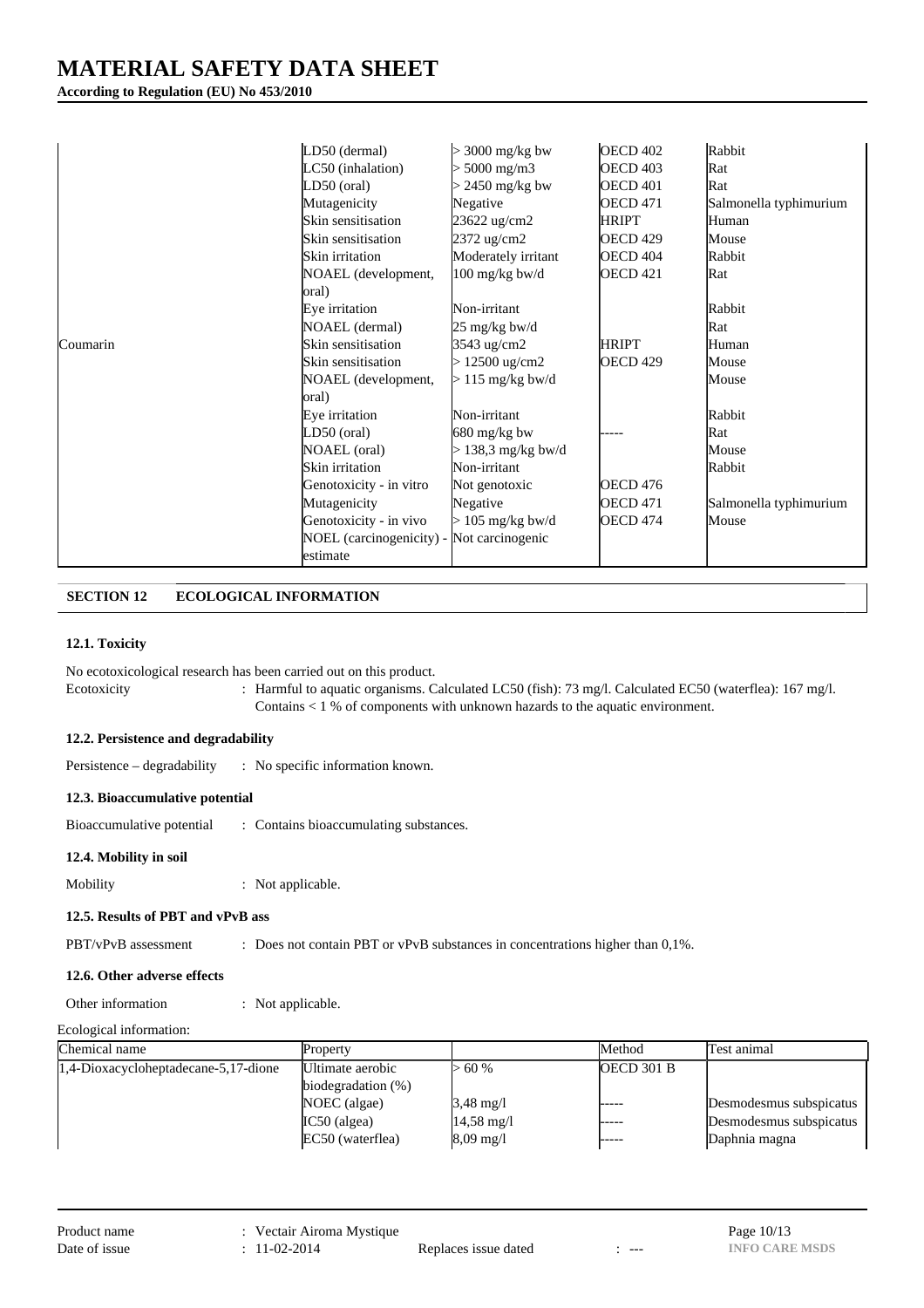| | | | | |
|---|---|---|---|---|
| | LD50 (dermal) | > 3000 mg/kg bw | OECD 402 | Rabbit |
| | LC50 (inhalation) | > 5000 mg/m3 | OECD 403 | Rat |
| | LD50 (oral) | > 2450 mg/kg bw | OECD 401 | Rat |
| | Mutagenicity | Negative | OECD 471 | Salmonella typhimurium |
| | Skin sensitisation | 23622 ug/cm2 | HRIPT | Human |
| | Skin sensitisation | 2372 ug/cm2 | OECD 429 | Mouse |
| | Skin irritation | Moderately irritant | OECD 404 | Rabbit |
| | NOAEL (development, oral) | 100 mg/kg bw/d | OECD 421 | Rat |
| | Eye irritation | Non-irritant | | Rabbit |
| | NOAEL (dermal) | 25 mg/kg bw/d | | Rat |
| Coumarin | Skin sensitisation | 3543 ug/cm2 | HRIPT | Human |
| | Skin sensitisation | > 12500 ug/cm2 | OECD 429 | Mouse |
| | NOAEL (development, oral) | > 115 mg/kg bw/d | | Mouse |
| | Eye irritation | Non-irritant | | Rabbit |
| | LD50 (oral) | 680 mg/kg bw | ----- | Rat |
| | NOAEL (oral) | > 138,3 mg/kg bw/d | | Mouse |
| | Skin irritation | Non-irritant | | Rabbit |
| | Genotoxicity - in vitro | Not genotoxic | OECD 476 | |
| | Mutagenicity | Negative | OECD 471 | Salmonella typhimurium |
| | Genotoxicity - in vivo | > 105 mg/kg bw/d | OECD 474 | Mouse |
| | NOEL (carcinogenicity) - estimate | Not carcinogenic | | |

## SECTION 12 ECOLOGICAL INFORMATION

### 12.1. Toxicity

No ecotoxicological research has been carried out on this product.

Ecotoxicity : Harmful to aquatic organisms. Calculated LC50 (fish): 73 mg/l. Calculated EC50 (waterflea): 167 mg/l. Contains < 1 % of components with unknown hazards to the aquatic environment.

### 12.2. Persistence and degradability

Persistence – degradability : No specific information known.

### 12.3. Bioaccumulative potential

Bioaccumulative potential : Contains bioaccumulating substances.

### 12.4. Mobility in soil

Mobility : Not applicable.

### 12.5. Results of PBT and vPvB ass

PBT/vPvB assessment : Does not contain PBT or vPvB substances in concentrations higher than 0,1%.

### 12.6. Other adverse effects

Other information : Not applicable.

Ecological information:

| Chemical name | Property | | Method | Test animal |
|---|---|---|---|---|
| 1,4-Dioxacycloheptadecane-5,17-dione | Ultimate aerobic biodegradation (%) | > 60 % | OECD 301 B | |
| | NOEC (algae) | 3,48 mg/l | ----- | Desmodesmus subspicatus |
| | IC50 (algea) | 14,58 mg/l | ----- | Desmodesmus subspicatus |
| | EC50 (waterflea) | 8,09 mg/l | ----- | Daphnia magna |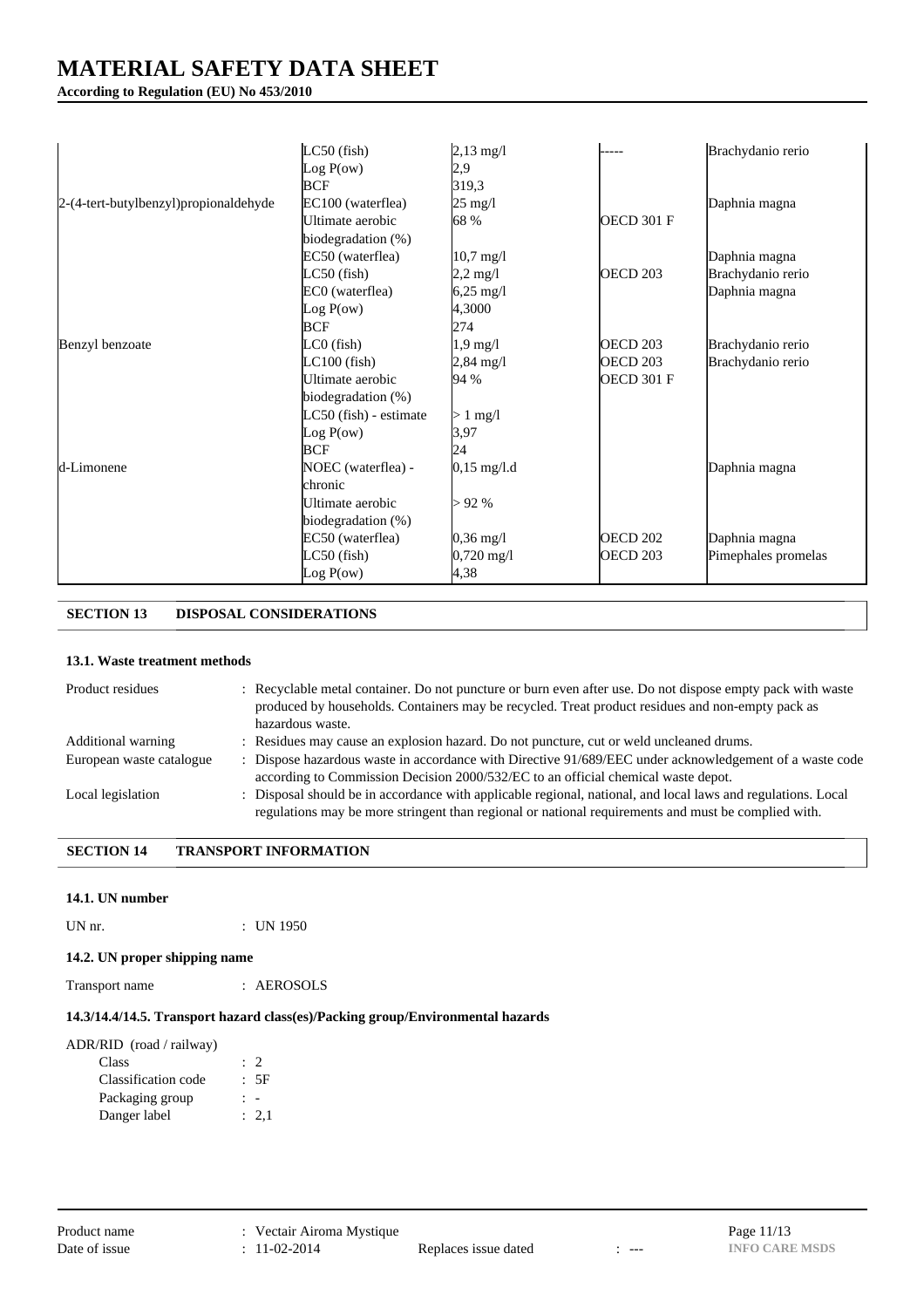| | | | | |
|---|---|---|---|---|
| | LC50 (fish) | 2,13 mg/l | ----- | Brachydanio rerio |
| | Log P(ow) | 2,9 | | |
| | BCF | 319,3 | | |
| 2-(4-tert-butylbenzyl)propionaldehyde | EC100 (waterflea) | 25 mg/l | | Daphnia magna |
| | Ultimate aerobic biodegradation (%) | 68 % | OECD 301 F | |
| | EC50 (waterflea) | 10,7 mg/l | | Daphnia magna |
| | LC50 (fish) | 2,2 mg/l | OECD 203 | Brachydanio rerio |
| | EC0 (waterflea) | 6,25 mg/l | | Daphnia magna |
| | Log P(ow) | 4,3000 | | |
| | BCF | 274 | | |
| Benzyl benzoate | LC0 (fish) | 1,9 mg/l | OECD 203 | Brachydanio rerio |
| | LC100 (fish) | 2,84 mg/l | OECD 203 | Brachydanio rerio |
| | Ultimate aerobic biodegradation (%) | 94 % | OECD 301 F | |
| | LC50 (fish) - estimate | > 1 mg/l | | |
| | Log P(ow) | 3,97 | | |
| | BCF | 24 | | |
| d-Limonene | NOEC (waterflea) - chronic | 0,15 mg/l.d | | Daphnia magna |
| | Ultimate aerobic biodegradation (%) | > 92 % | | |
| | EC50 (waterflea) | 0,36 mg/l | OECD 202 | Daphnia magna |
| | LC50 (fish) | 0,720 mg/l | OECD 203 | Pimephales promelas |
| | Log P(ow) | 4,38 | | |

## SECTION 13 DISPOSAL CONSIDERATIONS

### 13.1. Waste treatment methods

| | |
|---|---|
| Product residues | : Recyclable metal container. Do not puncture or burn even after use. Do not dispose empty pack with waste produced by households. Containers may be recycled. Treat product residues and non-empty pack as hazardous waste. |
| Additional warning | : Residues may cause an explosion hazard. Do not puncture, cut or weld uncleaned drums. |
| European waste catalogue | : Dispose hazardous waste in accordance with Directive 91/689/EEC under acknowledgement of a waste code according to Commission Decision 2000/532/EC to an official chemical waste depot. |
| Local legislation | : Disposal should be in accordance with applicable regional, national, and local laws and regulations. Local regulations may be more stringent than regional or national requirements and must be complied with. |

## SECTION 14 TRANSPORT INFORMATION

### 14.1. UN number

UN nr. : UN 1950

### 14.2. UN proper shipping name

Transport name : AEROSOLS

### 14.3/14.4/14.5. Transport hazard class(es)/Packing group/Environmental hazards

ADR/RID (road / railway)

| | |
|---|---|
| Class | : 2 |
| Classification code | : 5F |
| Packaging group | : - |
| Danger label | : 2,1 |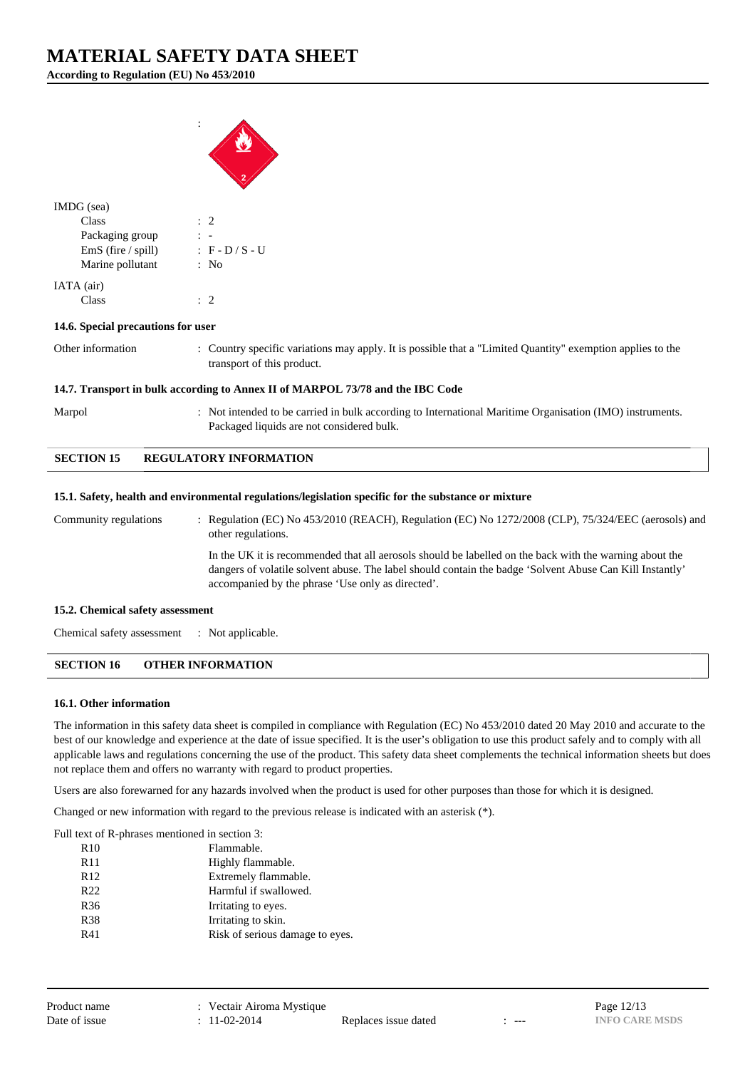# MATERIAL SAFETY DATA SHEET

**According to Regulation (EU) No 453/2010**

:

IMDG (sea)

| | |
|---|---|
| Class | : 2 |
| Packaging group | : - |
| EmS (fire / spill) | : F - D / S - U |
| Marine pollutant | : No |

IATA (air)

| | |
|---|---|
| Class | : 2 |

**14.6. Special precautions for user**

Other information : Country specific variations may apply. It is possible that a "Limited Quantity" exemption applies to the transport of this product.

**14.7. Transport in bulk according to Annex II of MARPOL 73/78 and the IBC Code**

Marpol : Not intended to be carried in bulk according to International Maritime Organisation (IMO) instruments. Packaged liquids are not considered bulk.

## SECTION 15 REGULATORY INFORMATION

**15.1. Safety, health and environmental regulations/legislation specific for the substance or mixture**

Community regulations : Regulation (EC) No 453/2010 (REACH), Regulation (EC) No 1272/2008 (CLP), 75/324/EEC (aerosols) and other regulations.

In the UK it is recommended that all aerosols should be labelled on the back with the warning about the dangers of volatile solvent abuse. The label should contain the badge 'Solvent Abuse Can Kill Instantly' accompanied by the phrase 'Use only as directed'.

**15.2. Chemical safety assessment**

Chemical safety assessment : Not applicable.

## SECTION 16 OTHER INFORMATION

**16.1. Other information**

The information in this safety data sheet is compiled in compliance with Regulation (EC) No 453/2010 dated 20 May 2010 and accurate to the best of our knowledge and experience at the date of issue specified. It is the user's obligation to use this product safely and to comply with all applicable laws and regulations concerning the use of the product. This safety data sheet complements the technical information sheets but does not replace them and offers no warranty with regard to product properties.

Users are also forewarned for any hazards involved when the product is used for other purposes than those for which it is designed.

Changed or new information with regard to the previous release is indicated with an asterisk (*).

Full text of R-phrases mentioned in section 3:

| | |
|---|---|
| R10 | Flammable. |
| R11 | Highly flammable. |
| R12 | Extremely flammable. |
| R22 | Harmful if swallowed. |
| R36 | Irritating to eyes. |
| R38 | Irritating to skin. |
| R41 | Risk of serious damage to eyes. |

Product name : Vectair Airoma Mystique

Date of issue : 11-02-2014 Replaces issue dated : ---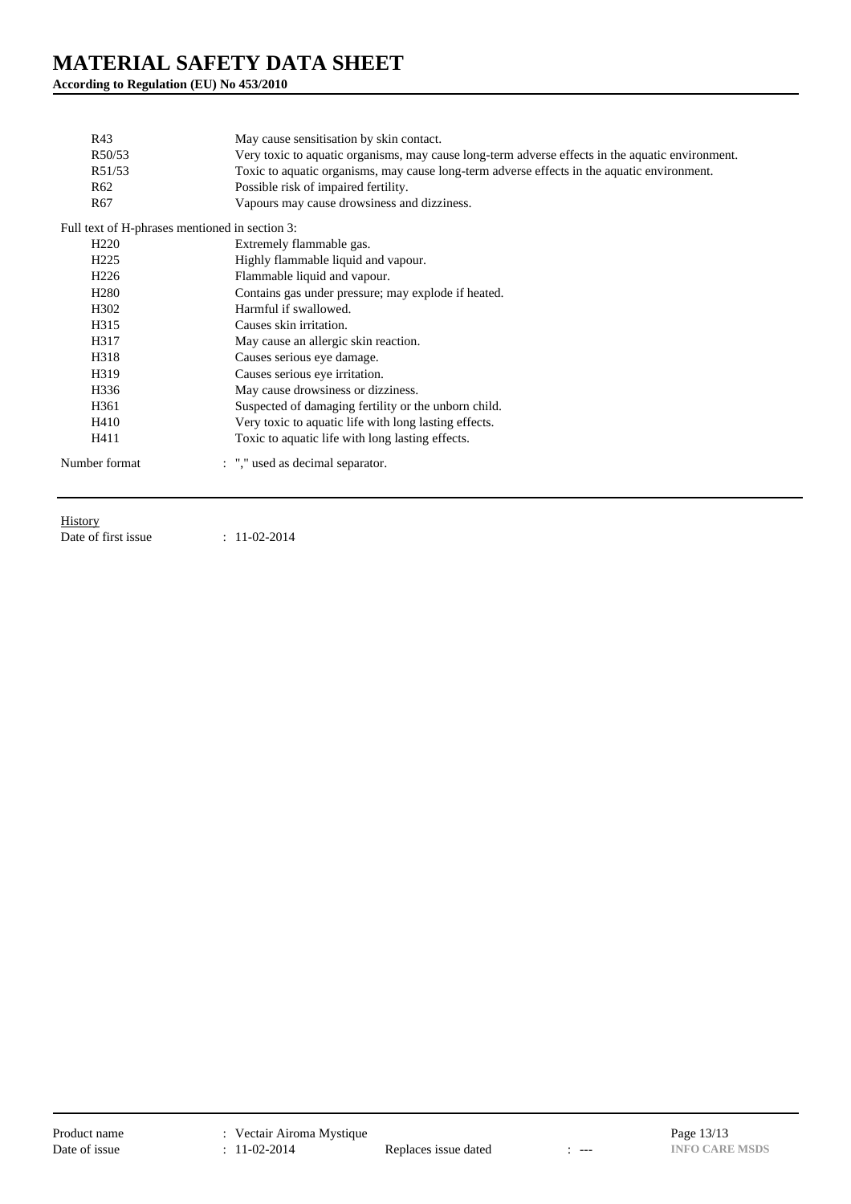| | |
|---|---|
| R43 | May cause sensitisation by skin contact. |
| R50/53 | Very toxic to aquatic organisms, may cause long-term adverse effects in the aquatic environment. |
| R51/53 | Toxic to aquatic organisms, may cause long-term adverse effects in the aquatic environment. |
| R62 | Possible risk of impaired fertility. |
| R67 | Vapours may cause drowsiness and dizziness. |

Full text of H-phrases mentioned in section 3:

| | |
|---|---|
| H220 | Extremely flammable gas. |
| H225 | Highly flammable liquid and vapour. |
| H226 | Flammable liquid and vapour. |
| H280 | Contains gas under pressure; may explode if heated. |
| H302 | Harmful if swallowed. |
| H315 | Causes skin irritation. |
| H317 | May cause an allergic skin reaction. |
| H318 | Causes serious eye damage. |
| H319 | Causes serious eye irritation. |
| H336 | May cause drowsiness or dizziness. |
| H361 | Suspected of damaging fertility or the unborn child. |
| H410 | Very toxic to aquatic life with long lasting effects. |
| H411 | Toxic to aquatic life with long lasting effects. |

Number format : "," used as decimal separator.

History

Date of first issue : 11-02-2014